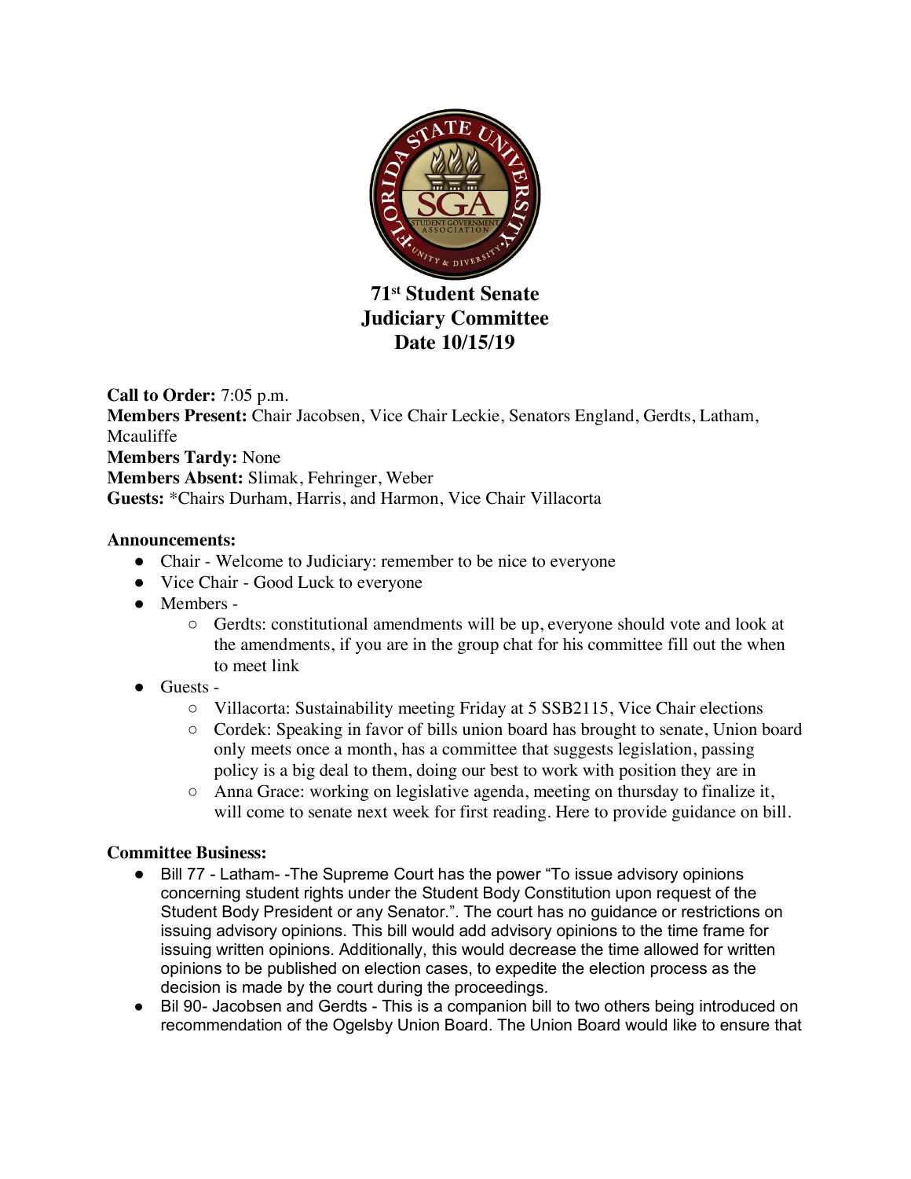# 71st Student Senate
# Judiciary Committee
# Date 10/15/19

**Call to Order:** 7:05 p.m.
**Members Present:** Chair Jacobsen, Vice Chair Leckie, Senators England, Gerdts, Latham, Mcauliffe
**Members Tardy:** None
**Members Absent:** Slimak, Fehringer, Weber
**Guests:** *Chairs Durham, Harris, and Harmon, Vice Chair Villacorta

**Announcements:**

- Chair - Welcome to Judiciary: remember to be nice to everyone
- Vice Chair - Good Luck to everyone
- Members -
  - Gerdts: constitutional amendments will be up, everyone should vote and look at the amendments, if you are in the group chat for his committee fill out the when to meet link
- Guests -
  - Villacorta: Sustainability meeting Friday at 5 SSB2115, Vice Chair elections
  - Cordek: Speaking in favor of bills union board has brought to senate, Union board only meets once a month, has a committee that suggests legislation, passing policy is a big deal to them, doing our best to work with position they are in
  - Anna Grace: working on legislative agenda, meeting on thursday to finalize it, will come to senate next week for first reading. Here to provide guidance on bill.

**Committee Business:**

- Bill 77 - Latham- -The Supreme Court has the power "To issue advisory opinions concerning student rights under the Student Body Constitution upon request of the Student Body President or any Senator.". The court has no guidance or restrictions on issuing advisory opinions. This bill would add advisory opinions to the time frame for issuing written opinions. Additionally, this would decrease the time allowed for written opinions to be published on election cases, to expedite the election process as the decision is made by the court during the proceedings.
- Bil 90- Jacobsen and Gerdts - This is a companion bill to two others being introduced on recommendation of the Ogelsby Union Board. The Union Board would like to ensure that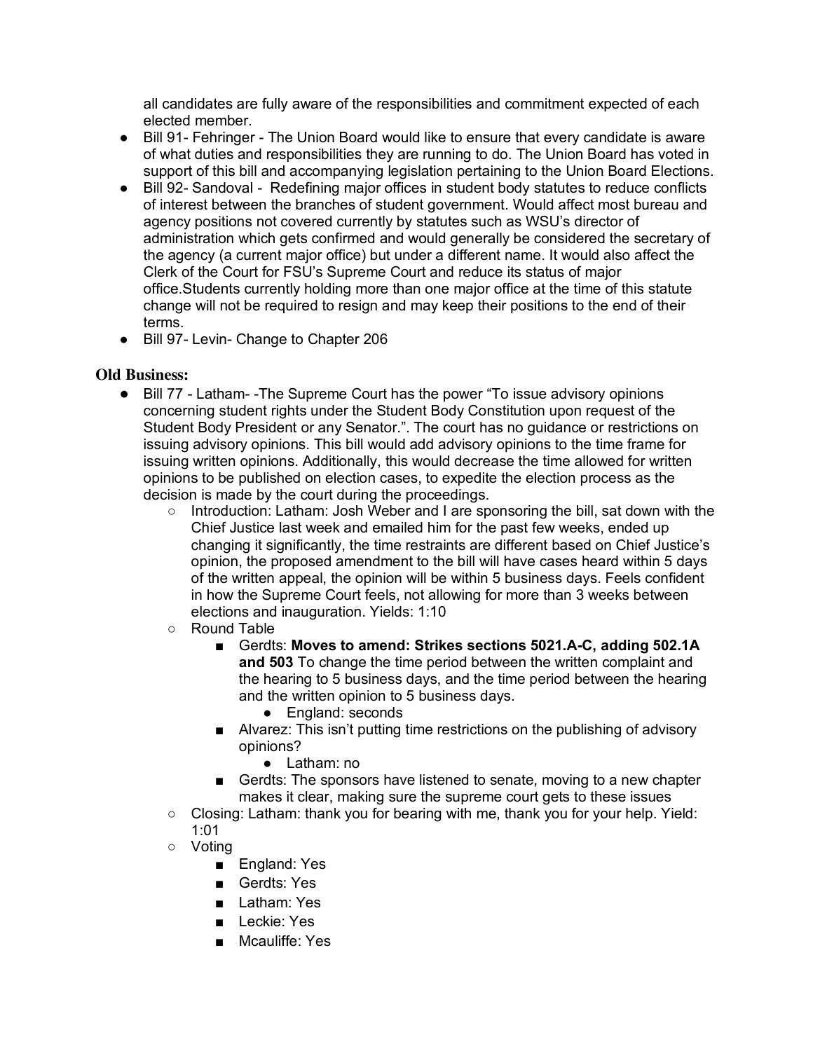all candidates are fully aware of the responsibilities and commitment expected of each elected member.

- Bill 91- Fehringer - The Union Board would like to ensure that every candidate is aware of what duties and responsibilities they are running to do. The Union Board has voted in support of this bill and accompanying legislation pertaining to the Union Board Elections.
- Bill 92- Sandoval - Redefining major offices in student body statutes to reduce conflicts of interest between the branches of student government. Would affect most bureau and agency positions not covered currently by statutes such as WSU's director of administration which gets confirmed and would generally be considered the secretary of the agency (a current major office) but under a different name. It would also affect the Clerk of the Court for FSU's Supreme Court and reduce its status of major office.Students currently holding more than one major office at the time of this statute change will not be required to resign and may keep their positions to the end of their terms.
- Bill 97- Levin- Change to Chapter 206

### Old Business:

- Bill 77 - Latham- -The Supreme Court has the power "To issue advisory opinions concerning student rights under the Student Body Constitution upon request of the Student Body President or any Senator.". The court has no guidance or restrictions on issuing advisory opinions. This bill would add advisory opinions to the time frame for issuing written opinions. Additionally, this would decrease the time allowed for written opinions to be published on election cases, to expedite the election process as the decision is made by the court during the proceedings.
  - Introduction: Latham: Josh Weber and I are sponsoring the bill, sat down with the Chief Justice last week and emailed him for the past few weeks, ended up changing it significantly, the time restraints are different based on Chief Justice's opinion, the proposed amendment to the bill will have cases heard within 5 days of the written appeal, the opinion will be within 5 business days. Feels confident in how the Supreme Court feels, not allowing for more than 3 weeks between elections and inauguration. Yields: 1:10
  - Round Table
    - Gerdts: **Moves to amend: Strikes sections 5021.A-C, adding 502.1A and 503** To change the time period between the written complaint and the hearing to 5 business days, and the time period between the hearing and the written opinion to 5 business days.
      - England: seconds
    - Alvarez: This isn't putting time restrictions on the publishing of advisory opinions?
      - Latham: no
    - Gerdts: The sponsors have listened to senate, moving to a new chapter makes it clear, making sure the supreme court gets to these issues
  - Closing: Latham: thank you for bearing with me, thank you for your help. Yield: 1:01
  - Voting
    - England: Yes
    - Gerdts: Yes
    - Latham: Yes
    - Leckie: Yes
    - Mcauliffe: Yes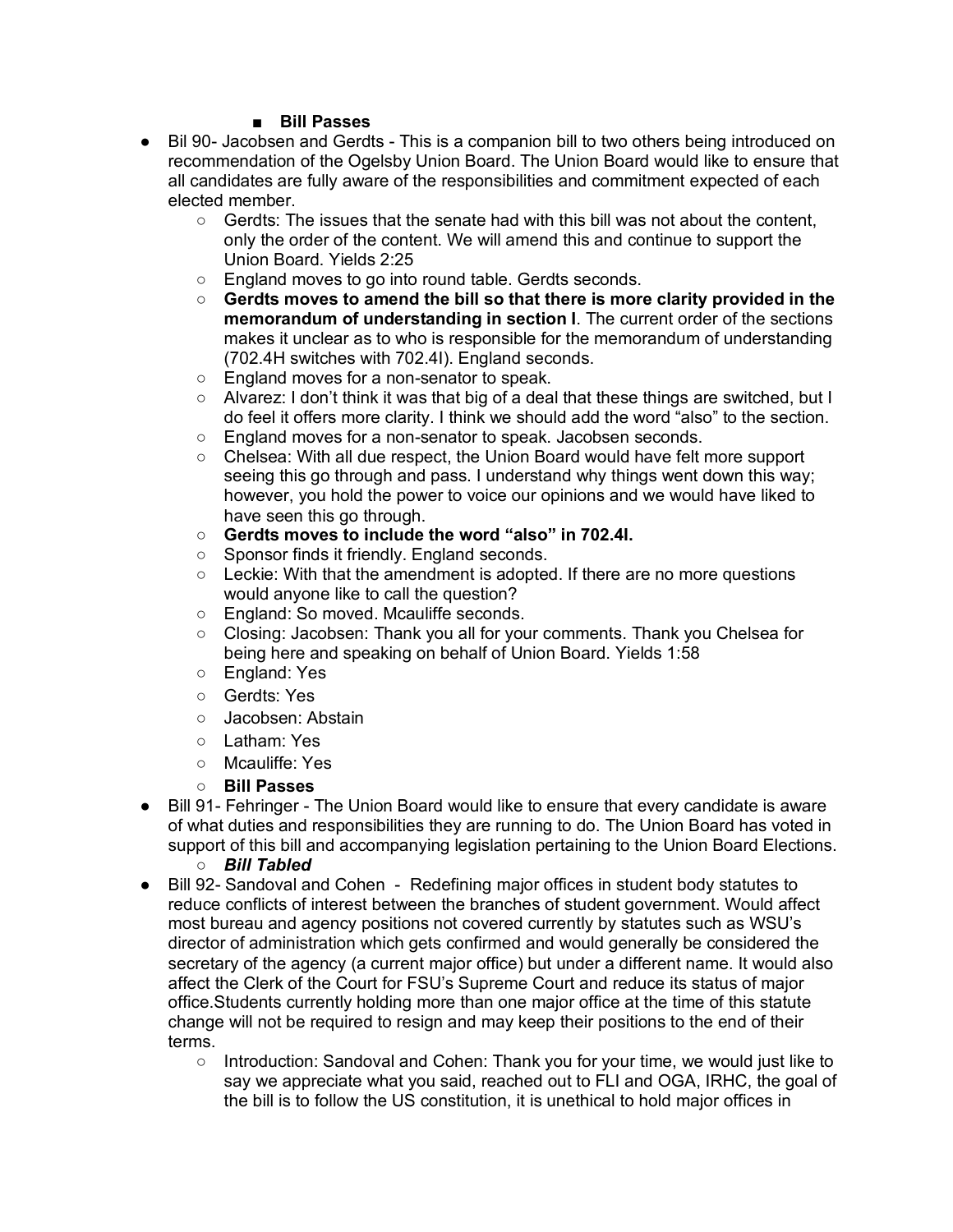- **Bill Passes**

- Bil 90- Jacobsen and Gerdts - This is a companion bill to two others being introduced on recommendation of the Ogelsby Union Board. The Union Board would like to ensure that all candidates are fully aware of the responsibilities and commitment expected of each elected member.
  - Gerdts: The issues that the senate had with this bill was not about the content, only the order of the content. We will amend this and continue to support the Union Board. Yields 2:25
  - England moves to go into round table. Gerdts seconds.
  - **Gerdts moves to amend the bill so that there is more clarity provided in the memorandum of understanding in section I**. The current order of the sections makes it unclear as to who is responsible for the memorandum of understanding (702.4H switches with 702.4I). England seconds.
  - England moves for a non-senator to speak.
  - Alvarez: I don't think it was that big of a deal that these things are switched, but I do feel it offers more clarity. I think we should add the word "also" to the section.
  - England moves for a non-senator to speak. Jacobsen seconds.
  - Chelsea: With all due respect, the Union Board would have felt more support seeing this go through and pass. I understand why things went down this way; however, you hold the power to voice our opinions and we would have liked to have seen this go through.
  - **Gerdts moves to include the word "also" in 702.4I.**
  - Sponsor finds it friendly. England seconds.
  - Leckie: With that the amendment is adopted. If there are no more questions would anyone like to call the question?
  - England: So moved. Mcauliffe seconds.
  - Closing: Jacobsen: Thank you all for your comments. Thank you Chelsea for being here and speaking on behalf of Union Board. Yields 1:58
  - England: Yes
  - Gerdts: Yes
  - Jacobsen: Abstain
  - Latham: Yes
  - Mcauliffe: Yes
  - **Bill Passes**
- Bill 91- Fehringer - The Union Board would like to ensure that every candidate is aware of what duties and responsibilities they are running to do. The Union Board has voted in support of this bill and accompanying legislation pertaining to the Union Board Elections.
  - ***Bill Tabled***
- Bill 92- Sandoval and Cohen - Redefining major offices in student body statutes to reduce conflicts of interest between the branches of student government. Would affect most bureau and agency positions not covered currently by statutes such as WSU's director of administration which gets confirmed and would generally be considered the secretary of the agency (a current major office) but under a different name. It would also affect the Clerk of the Court for FSU's Supreme Court and reduce its status of major office.Students currently holding more than one major office at the time of this statute change will not be required to resign and may keep their positions to the end of their terms.
  - Introduction: Sandoval and Cohen: Thank you for your time, we would just like to say we appreciate what you said, reached out to FLI and OGA, IRHC, the goal of the bill is to follow the US constitution, it is unethical to hold major offices in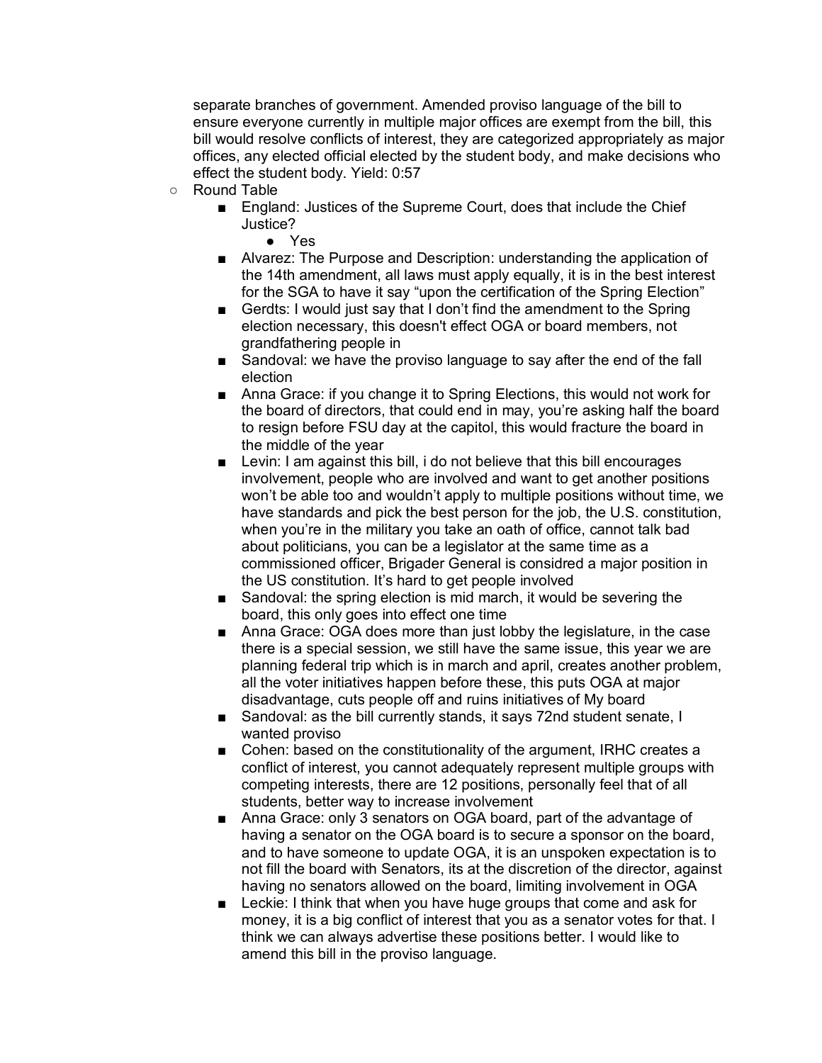separate branches of government. Amended proviso language of the bill to ensure everyone currently in multiple major offices are exempt from the bill, this bill would resolve conflicts of interest, they are categorized appropriately as major offices, any elected official elected by the student body, and make decisions who effect the student body. Yield: 0:57

- Round Table
  - England: Justices of the Supreme Court, does that include the Chief Justice?
    - Yes
  - Alvarez: The Purpose and Description: understanding the application of the 14th amendment, all laws must apply equally, it is in the best interest for the SGA to have it say "upon the certification of the Spring Election"
  - Gerdts: I would just say that I don't find the amendment to the Spring election necessary, this doesn't effect OGA or board members, not grandfathering people in
  - Sandoval: we have the proviso language to say after the end of the fall election
  - Anna Grace: if you change it to Spring Elections, this would not work for the board of directors, that could end in may, you're asking half the board to resign before FSU day at the capitol, this would fracture the board in the middle of the year
  - Levin: I am against this bill, i do not believe that this bill encourages involvement, people who are involved and want to get another positions won't be able too and wouldn't apply to multiple positions without time, we have standards and pick the best person for the job, the U.S. constitution, when you're in the military you take an oath of office, cannot talk bad about politicians, you can be a legislator at the same time as a commissioned officer, Brigader General is considred a major position in the US constitution. It's hard to get people involved
  - Sandoval: the spring election is mid march, it would be severing the board, this only goes into effect one time
  - Anna Grace: OGA does more than just lobby the legislature, in the case there is a special session, we still have the same issue, this year we are planning federal trip which is in march and april, creates another problem, all the voter initiatives happen before these, this puts OGA at major disadvantage, cuts people off and ruins initiatives of My board
  - Sandoval: as the bill currently stands, it says 72nd student senate, I wanted proviso
  - Cohen: based on the constitutionality of the argument, IRHC creates a conflict of interest, you cannot adequately represent multiple groups with competing interests, there are 12 positions, personally feel that of all students, better way to increase involvement
  - Anna Grace: only 3 senators on OGA board, part of the advantage of having a senator on the OGA board is to secure a sponsor on the board, and to have someone to update OGA, it is an unspoken expectation is to not fill the board with Senators, its at the discretion of the director, against having no senators allowed on the board, limiting involvement in OGA
  - Leckie: I think that when you have huge groups that come and ask for money, it is a big conflict of interest that you as a senator votes for that. I think we can always advertise these positions better. I would like to amend this bill in the proviso language.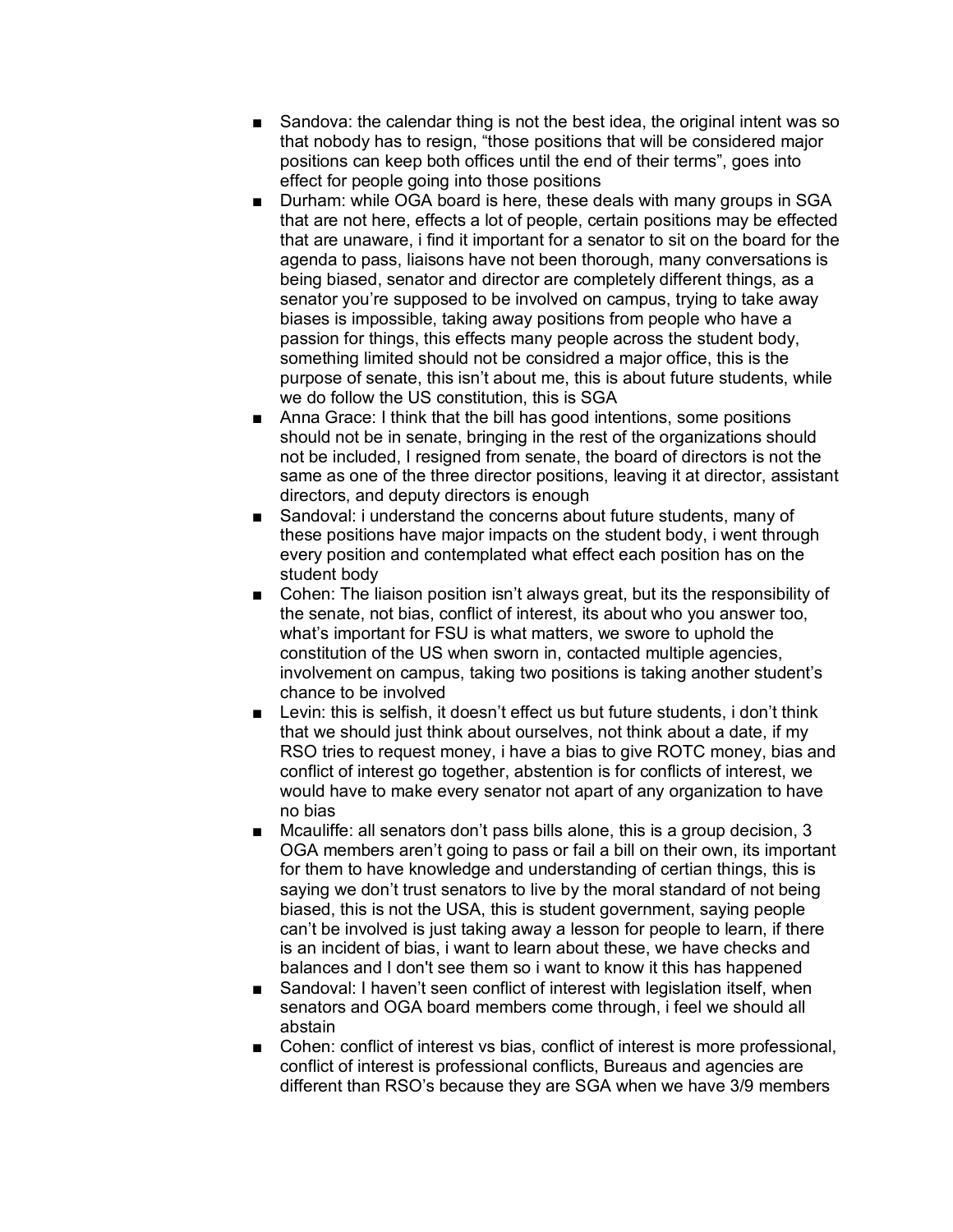- Sandova: the calendar thing is not the best idea, the original intent was so that nobody has to resign, "those positions that will be considered major positions can keep both offices until the end of their terms", goes into effect for people going into those positions
- Durham: while OGA board is here, these deals with many groups in SGA that are not here, effects a lot of people, certain positions may be effected that are unaware, i find it important for a senator to sit on the board for the agenda to pass, liaisons have not been thorough, many conversations is being biased, senator and director are completely different things, as a senator you're supposed to be involved on campus, trying to take away biases is impossible, taking away positions from people who have a passion for things, this effects many people across the student body, something limited should not be considred a major office, this is the purpose of senate, this isn't about me, this is about future students, while we do follow the US constitution, this is SGA
- Anna Grace: I think that the bill has good intentions, some positions should not be in senate, bringing in the rest of the organizations should not be included, I resigned from senate, the board of directors is not the same as one of the three director positions, leaving it at director, assistant directors, and deputy directors is enough
- Sandoval: i understand the concerns about future students, many of these positions have major impacts on the student body, i went through every position and contemplated what effect each position has on the student body
- Cohen: The liaison position isn't always great, but its the responsibility of the senate, not bias, conflict of interest, its about who you answer too, what's important for FSU is what matters, we swore to uphold the constitution of the US when sworn in, contacted multiple agencies, involvement on campus, taking two positions is taking another student's chance to be involved
- Levin: this is selfish, it doesn't effect us but future students, i don't think that we should just think about ourselves, not think about a date, if my RSO tries to request money, i have a bias to give ROTC money, bias and conflict of interest go together, abstention is for conflicts of interest, we would have to make every senator not apart of any organization to have no bias
- Mcauliffe: all senators don't pass bills alone, this is a group decision, 3 OGA members aren't going to pass or fail a bill on their own, its important for them to have knowledge and understanding of certian things, this is saying we don't trust senators to live by the moral standard of not being biased, this is not the USA, this is student government, saying people can't be involved is just taking away a lesson for people to learn, if there is an incident of bias, i want to learn about these, we have checks and balances and I don't see them so i want to know it this has happened
- Sandoval: I haven't seen conflict of interest with legislation itself, when senators and OGA board members come through, i feel we should all abstain
- Cohen: conflict of interest vs bias, conflict of interest is more professional, conflict of interest is professional conflicts, Bureaus and agencies are different than RSO's because they are SGA when we have 3/9 members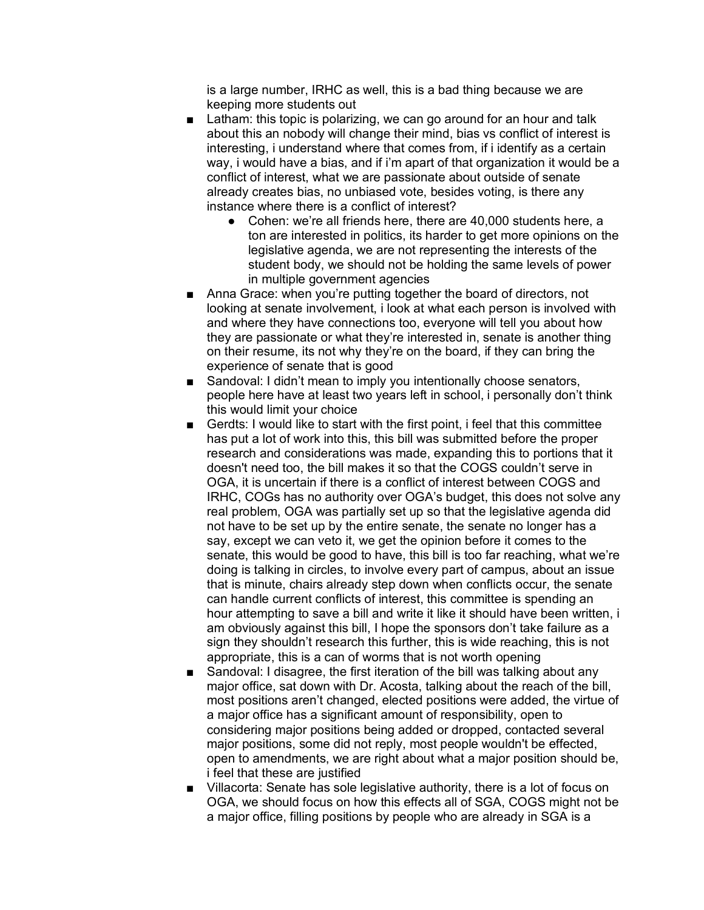is a large number, IRHC as well, this is a bad thing because we are keeping more students out

- Latham: this topic is polarizing, we can go around for an hour and talk about this an nobody will change their mind, bias vs conflict of interest is interesting, i understand where that comes from, if i identify as a certain way, i would have a bias, and if i'm apart of that organization it would be a conflict of interest, what we are passionate about outside of senate already creates bias, no unbiased vote, besides voting, is there any instance where there is a conflict of interest?
  - Cohen: we're all friends here, there are 40,000 students here, a ton are interested in politics, its harder to get more opinions on the legislative agenda, we are not representing the interests of the student body, we should not be holding the same levels of power in multiple government agencies
- Anna Grace: when you're putting together the board of directors, not looking at senate involvement, i look at what each person is involved with and where they have connections too, everyone will tell you about how they are passionate or what they're interested in, senate is another thing on their resume, its not why they're on the board, if they can bring the experience of senate that is good
- Sandoval: I didn't mean to imply you intentionally choose senators, people here have at least two years left in school, i personally don't think this would limit your choice
- Gerdts: I would like to start with the first point, i feel that this committee has put a lot of work into this, this bill was submitted before the proper research and considerations was made, expanding this to portions that it doesn't need too, the bill makes it so that the COGS couldn't serve in OGA, it is uncertain if there is a conflict of interest between COGS and IRHC, COGs has no authority over OGA's budget, this does not solve any real problem, OGA was partially set up so that the legislative agenda did not have to be set up by the entire senate, the senate no longer has a say, except we can veto it, we get the opinion before it comes to the senate, this would be good to have, this bill is too far reaching, what we're doing is talking in circles, to involve every part of campus, about an issue that is minute, chairs already step down when conflicts occur, the senate can handle current conflicts of interest, this committee is spending an hour attempting to save a bill and write it like it should have been written, i am obviously against this bill, I hope the sponsors don't take failure as a sign they shouldn't research this further, this is wide reaching, this is not appropriate, this is a can of worms that is not worth opening
- Sandoval: I disagree, the first iteration of the bill was talking about any major office, sat down with Dr. Acosta, talking about the reach of the bill, most positions aren't changed, elected positions were added, the virtue of a major office has a significant amount of responsibility, open to considering major positions being added or dropped, contacted several major positions, some did not reply, most people wouldn't be effected, open to amendments, we are right about what a major position should be, i feel that these are justified
- Villacorta: Senate has sole legislative authority, there is a lot of focus on OGA, we should focus on how this effects all of SGA, COGS might not be a major office, filling positions by people who are already in SGA is a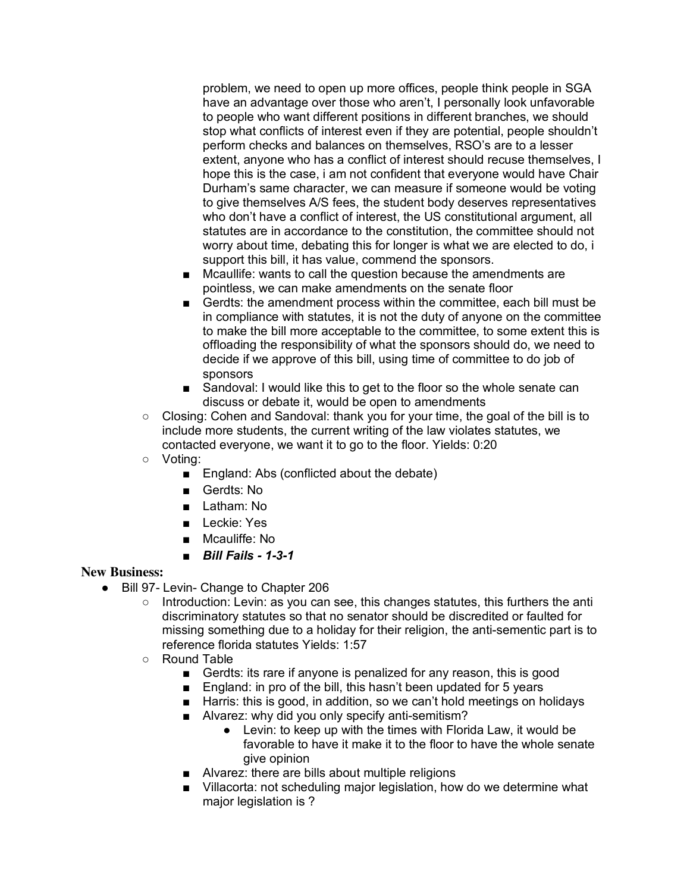problem, we need to open up more offices, people think people in SGA have an advantage over those who aren't, I personally look unfavorable to people who want different positions in different branches, we should stop what conflicts of interest even if they are potential, people shouldn't perform checks and balances on themselves, RSO's are to a lesser extent, anyone who has a conflict of interest should recuse themselves, I hope this is the case, i am not confident that everyone would have Chair Durham's same character, we can measure if someone would be voting to give themselves A/S fees, the student body deserves representatives who don't have a conflict of interest, the US constitutional argument, all statutes are in accordance to the constitution, the committee should not worry about time, debating this for longer is what we are elected to do, i support this bill, it has value, commend the sponsors.

- Mcaullife: wants to call the question because the amendments are pointless, we can make amendments on the senate floor
- Gerdts: the amendment process within the committee, each bill must be in compliance with statutes, it is not the duty of anyone on the committee to make the bill more acceptable to the committee, to some extent this is offloading the responsibility of what the sponsors should do, we need to decide if we approve of this bill, using time of committee to do job of sponsors
- Sandoval: I would like this to get to the floor so the whole senate can discuss or debate it, would be open to amendments

- Closing: Cohen and Sandoval: thank you for your time, the goal of the bill is to include more students, the current writing of the law violates statutes, we contacted everyone, we want it to go to the floor. Yields: 0:20
- Voting:
  - England: Abs (conflicted about the debate)
  - Gerdts: No
  - Latham: No
  - Leckie: Yes
  - Mcauliffe: No
  - ***Bill Fails - 1-3-1***

**New Business:**

- Bill 97- Levin- Change to Chapter 206
  - Introduction: Levin: as you can see, this changes statutes, this furthers the anti discriminatory statutes so that no senator should be discredited or faulted for missing something due to a holiday for their religion, the anti-sementic part is to reference florida statutes Yields: 1:57
  - Round Table
    - Gerdts: its rare if anyone is penalized for any reason, this is good
    - England: in pro of the bill, this hasn't been updated for 5 years
    - Harris: this is good, in addition, so we can't hold meetings on holidays
    - Alvarez: why did you only specify anti-semitism?
      - Levin: to keep up with the times with Florida Law, it would be favorable to have it make it to the floor to have the whole senate give opinion
    - Alvarez: there are bills about multiple religions
    - Villacorta: not scheduling major legislation, how do we determine what major legislation is ?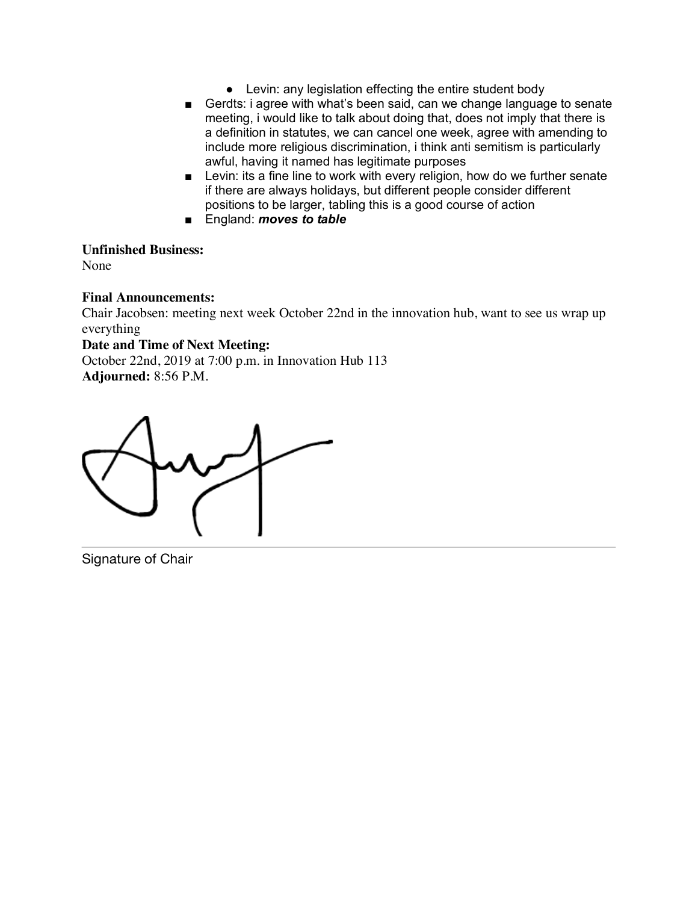- Levin: any legislation effecting the entire student body
- Gerdts: i agree with what's been said, can we change language to senate meeting, i would like to talk about doing that, does not imply that there is a definition in statutes, we can cancel one week, agree with amending to include more religious discrimination, i think anti semitism is particularly awful, having it named has legitimate purposes
- Levin: its a fine line to work with every religion, how do we further senate if there are always holidays, but different people consider different positions to be larger, tabling this is a good course of action
- England: ***moves to table***

**Unfinished Business:**
None

**Final Announcements:**
Chair Jacobsen: meeting next week October 22nd in the innovation hub, want to see us wrap up everything

**Date and Time of Next Meeting:**
October 22nd, 2019 at 7:00 p.m. in Innovation Hub 113

**Adjourned:** 8:56 P.M.

Signature of Chair